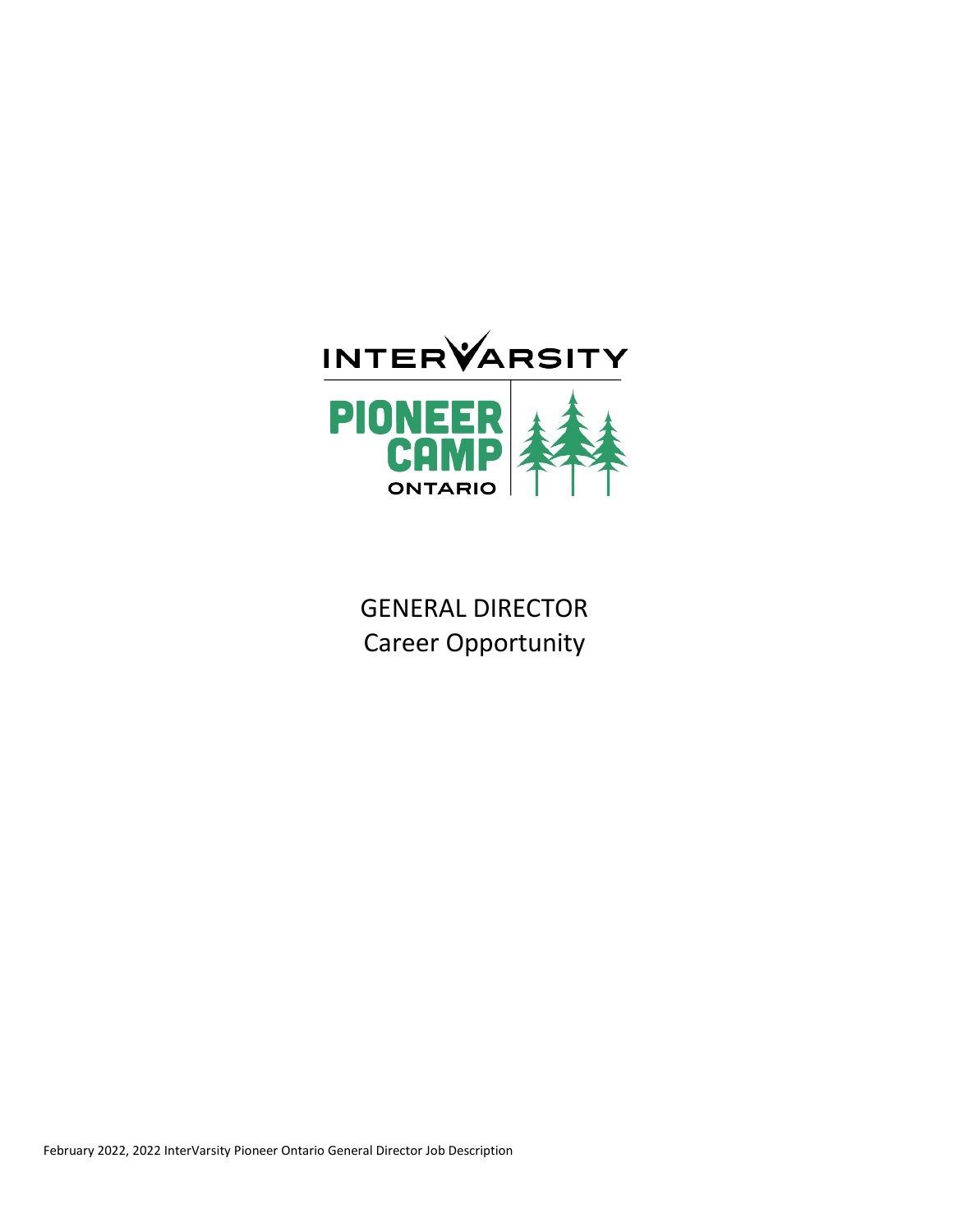INTERVARSITY

PIONEER CAMP ONTARIO

# GENERAL DIRECTOR
Career Opportunity

February 2022, 2022 InterVarsity Pioneer Ontario General Director Job Description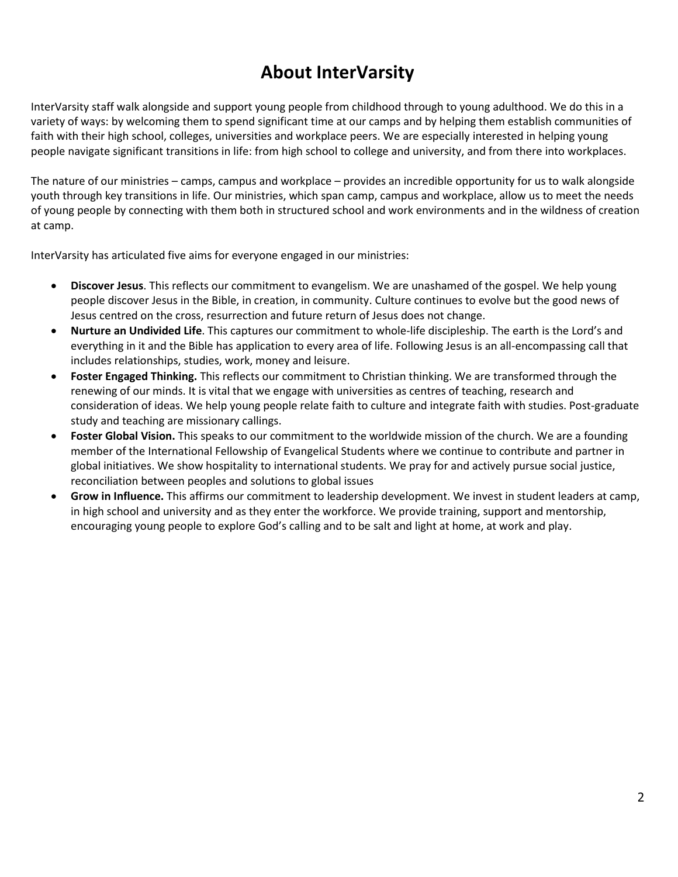# About InterVarsity

InterVarsity staff walk alongside and support young people from childhood through to young adulthood. We do this in a variety of ways: by welcoming them to spend significant time at our camps and by helping them establish communities of faith with their high school, colleges, universities and workplace peers. We are especially interested in helping young people navigate significant transitions in life: from high school to college and university, and from there into workplaces.

The nature of our ministries – camps, campus and workplace – provides an incredible opportunity for us to walk alongside youth through key transitions in life. Our ministries, which span camp, campus and workplace, allow us to meet the needs of young people by connecting with them both in structured school and work environments and in the wildness of creation at camp.

InterVarsity has articulated five aims for everyone engaged in our ministries:

- **Discover Jesus**. This reflects our commitment to evangelism. We are unashamed of the gospel. We help young people discover Jesus in the Bible, in creation, in community. Culture continues to evolve but the good news of Jesus centred on the cross, resurrection and future return of Jesus does not change.
- **Nurture an Undivided Life**. This captures our commitment to whole-life discipleship. The earth is the Lord's and everything in it and the Bible has application to every area of life. Following Jesus is an all-encompassing call that includes relationships, studies, work, money and leisure.
- **Foster Engaged Thinking.** This reflects our commitment to Christian thinking. We are transformed through the renewing of our minds. It is vital that we engage with universities as centres of teaching, research and consideration of ideas. We help young people relate faith to culture and integrate faith with studies. Post-graduate study and teaching are missionary callings.
- **Foster Global Vision.** This speaks to our commitment to the worldwide mission of the church. We are a founding member of the International Fellowship of Evangelical Students where we continue to contribute and partner in global initiatives. We show hospitality to international students. We pray for and actively pursue social justice, reconciliation between peoples and solutions to global issues
- **Grow in Influence.** This affirms our commitment to leadership development. We invest in student leaders at camp, in high school and university and as they enter the workforce. We provide training, support and mentorship, encouraging young people to explore God's calling and to be salt and light at home, at work and play.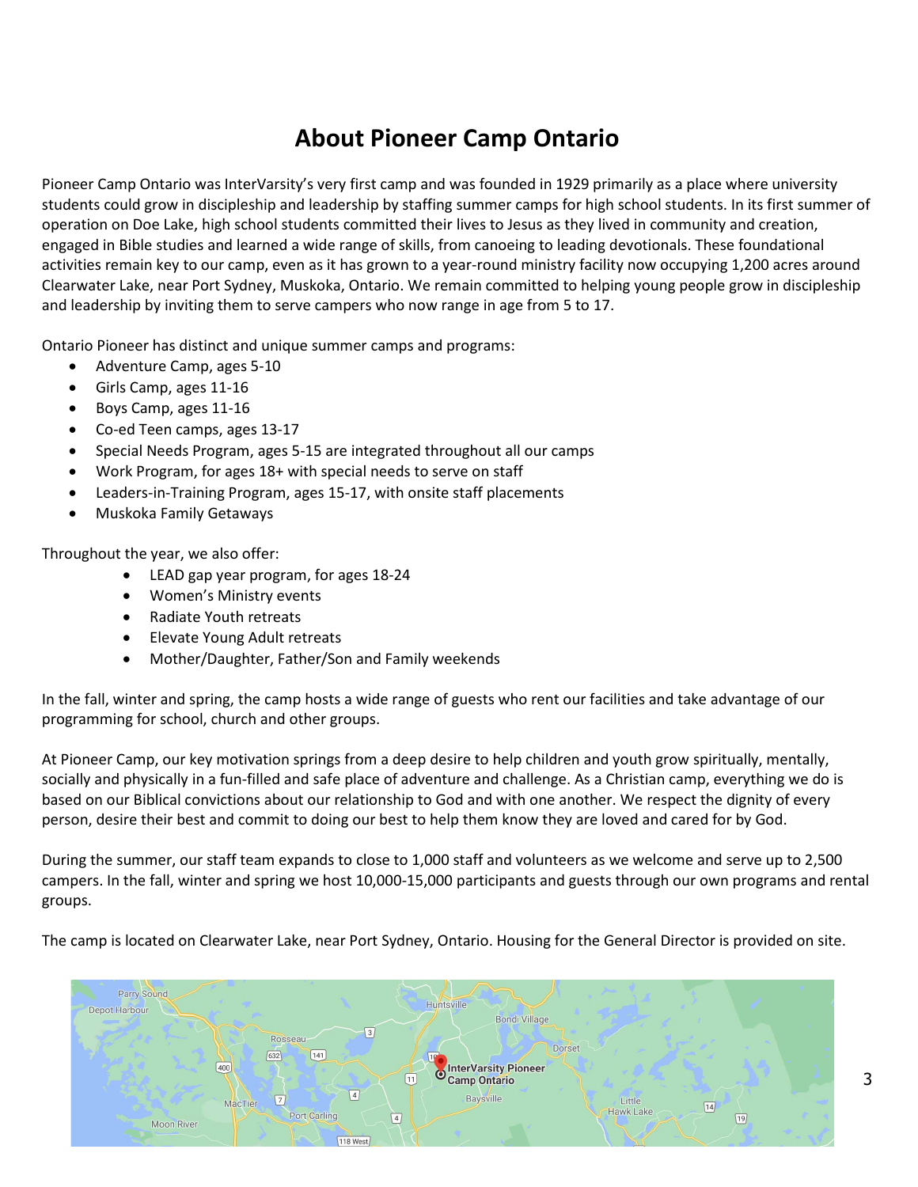# About Pioneer Camp Ontario

Pioneer Camp Ontario was InterVarsity's very first camp and was founded in 1929 primarily as a place where university students could grow in discipleship and leadership by staffing summer camps for high school students. In its first summer of operation on Doe Lake, high school students committed their lives to Jesus as they lived in community and creation, engaged in Bible studies and learned a wide range of skills, from canoeing to leading devotionals. These foundational activities remain key to our camp, even as it has grown to a year-round ministry facility now occupying 1,200 acres around Clearwater Lake, near Port Sydney, Muskoka, Ontario. We remain committed to helping young people grow in discipleship and leadership by inviting them to serve campers who now range in age from 5 to 17.

Ontario Pioneer has distinct and unique summer camps and programs:

- Adventure Camp, ages 5-10
- Girls Camp, ages 11-16
- Boys Camp, ages 11-16
- Co-ed Teen camps, ages 13-17
- Special Needs Program, ages 5-15 are integrated throughout all our camps
- Work Program, for ages 18+ with special needs to serve on staff
- Leaders-in-Training Program, ages 15-17, with onsite staff placements
- Muskoka Family Getaways

Throughout the year, we also offer:

- LEAD gap year program, for ages 18-24
- Women's Ministry events
- Radiate Youth retreats
- Elevate Young Adult retreats
- Mother/Daughter, Father/Son and Family weekends

In the fall, winter and spring, the camp hosts a wide range of guests who rent our facilities and take advantage of our programming for school, church and other groups.

At Pioneer Camp, our key motivation springs from a deep desire to help children and youth grow spiritually, mentally, socially and physically in a fun-filled and safe place of adventure and challenge. As a Christian camp, everything we do is based on our Biblical convictions about our relationship to God and with one another. We respect the dignity of every person, desire their best and commit to doing our best to help them know they are loved and cared for by God.

During the summer, our staff team expands to close to 1,000 staff and volunteers as we welcome and serve up to 2,500 campers. In the fall, winter and spring we host 10,000-15,000 participants and guests through our own programs and rental groups.

The camp is located on Clearwater Lake, near Port Sydney, Ontario. Housing for the General Director is provided on site.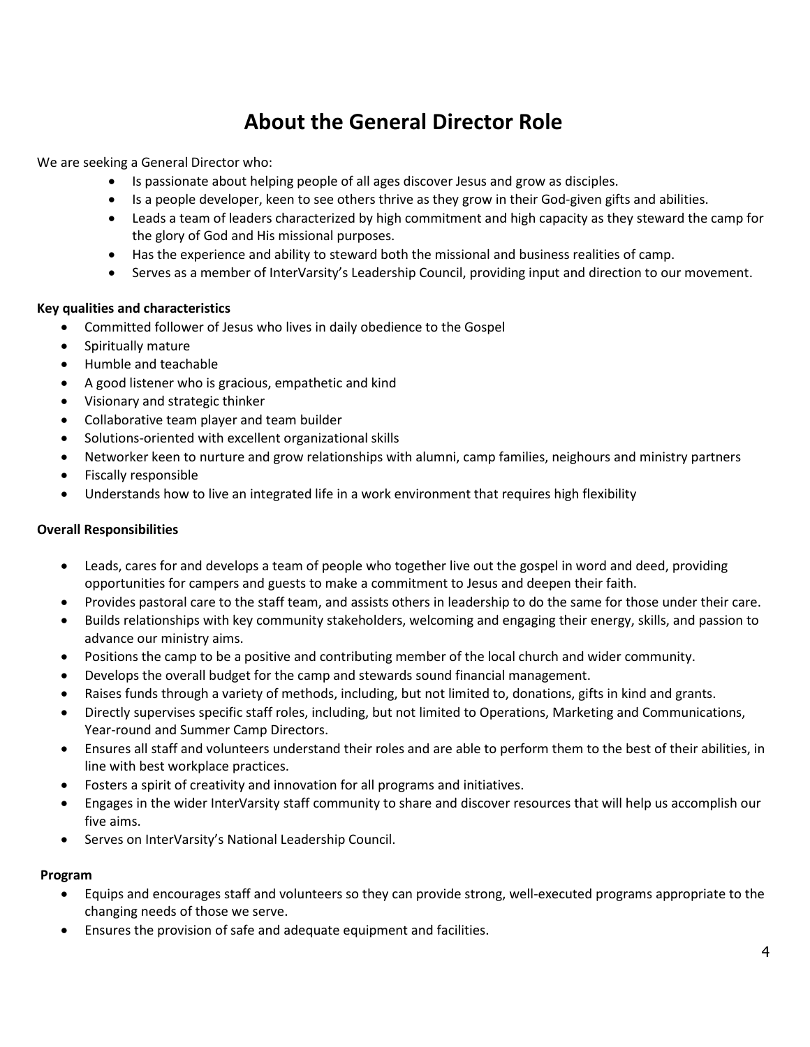# About the General Director Role

We are seeking a General Director who:

- Is passionate about helping people of all ages discover Jesus and grow as disciples.
- Is a people developer, keen to see others thrive as they grow in their God-given gifts and abilities.
- Leads a team of leaders characterized by high commitment and high capacity as they steward the camp for the glory of God and His missional purposes.
- Has the experience and ability to steward both the missional and business realities of camp.
- Serves as a member of InterVarsity's Leadership Council, providing input and direction to our movement.

**Key qualities and characteristics**

- Committed follower of Jesus who lives in daily obedience to the Gospel
- Spiritually mature
- Humble and teachable
- A good listener who is gracious, empathetic and kind
- Visionary and strategic thinker
- Collaborative team player and team builder
- Solutions-oriented with excellent organizational skills
- Networker keen to nurture and grow relationships with alumni, camp families, neighours and ministry partners
- Fiscally responsible
- Understands how to live an integrated life in a work environment that requires high flexibility

**Overall Responsibilities**

- Leads, cares for and develops a team of people who together live out the gospel in word and deed, providing opportunities for campers and guests to make a commitment to Jesus and deepen their faith.
- Provides pastoral care to the staff team, and assists others in leadership to do the same for those under their care.
- Builds relationships with key community stakeholders, welcoming and engaging their energy, skills, and passion to advance our ministry aims.
- Positions the camp to be a positive and contributing member of the local church and wider community.
- Develops the overall budget for the camp and stewards sound financial management.
- Raises funds through a variety of methods, including, but not limited to, donations, gifts in kind and grants.
- Directly supervises specific staff roles, including, but not limited to Operations, Marketing and Communications, Year-round and Summer Camp Directors.
- Ensures all staff and volunteers understand their roles and are able to perform them to the best of their abilities, in line with best workplace practices.
- Fosters a spirit of creativity and innovation for all programs and initiatives.
- Engages in the wider InterVarsity staff community to share and discover resources that will help us accomplish our five aims.
- Serves on InterVarsity's National Leadership Council.

**Program**

- Equips and encourages staff and volunteers so they can provide strong, well-executed programs appropriate to the changing needs of those we serve.
- Ensures the provision of safe and adequate equipment and facilities.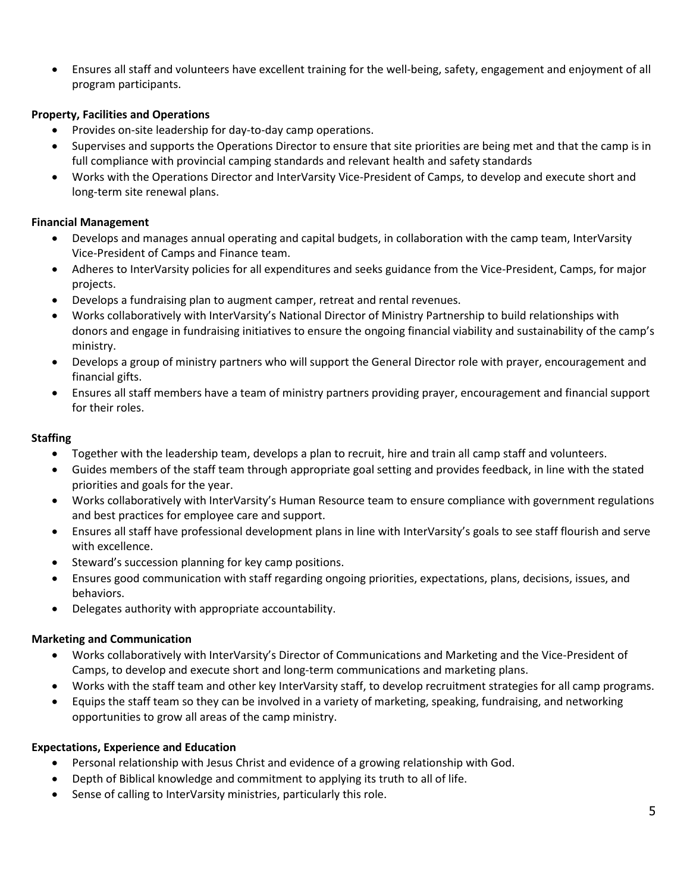- Ensures all staff and volunteers have excellent training for the well-being, safety, engagement and enjoyment of all program participants.

**Property, Facilities and Operations**

- Provides on-site leadership for day-to-day camp operations.
- Supervises and supports the Operations Director to ensure that site priorities are being met and that the camp is in full compliance with provincial camping standards and relevant health and safety standards
- Works with the Operations Director and InterVarsity Vice-President of Camps, to develop and execute short and long-term site renewal plans.

**Financial Management**

- Develops and manages annual operating and capital budgets, in collaboration with the camp team, InterVarsity Vice-President of Camps and Finance team.
- Adheres to InterVarsity policies for all expenditures and seeks guidance from the Vice-President, Camps, for major projects.
- Develops a fundraising plan to augment camper, retreat and rental revenues.
- Works collaboratively with InterVarsity's National Director of Ministry Partnership to build relationships with donors and engage in fundraising initiatives to ensure the ongoing financial viability and sustainability of the camp's ministry.
- Develops a group of ministry partners who will support the General Director role with prayer, encouragement and financial gifts.
- Ensures all staff members have a team of ministry partners providing prayer, encouragement and financial support for their roles.

**Staffing**

- Together with the leadership team, develops a plan to recruit, hire and train all camp staff and volunteers.
- Guides members of the staff team through appropriate goal setting and provides feedback, in line with the stated priorities and goals for the year.
- Works collaboratively with InterVarsity's Human Resource team to ensure compliance with government regulations and best practices for employee care and support.
- Ensures all staff have professional development plans in line with InterVarsity's goals to see staff flourish and serve with excellence.
- Steward's succession planning for key camp positions.
- Ensures good communication with staff regarding ongoing priorities, expectations, plans, decisions, issues, and behaviors.
- Delegates authority with appropriate accountability.

**Marketing and Communication**

- Works collaboratively with InterVarsity's Director of Communications and Marketing and the Vice-President of Camps, to develop and execute short and long-term communications and marketing plans.
- Works with the staff team and other key InterVarsity staff, to develop recruitment strategies for all camp programs.
- Equips the staff team so they can be involved in a variety of marketing, speaking, fundraising, and networking opportunities to grow all areas of the camp ministry.

**Expectations, Experience and Education**

- Personal relationship with Jesus Christ and evidence of a growing relationship with God.
- Depth of Biblical knowledge and commitment to applying its truth to all of life.
- Sense of calling to InterVarsity ministries, particularly this role.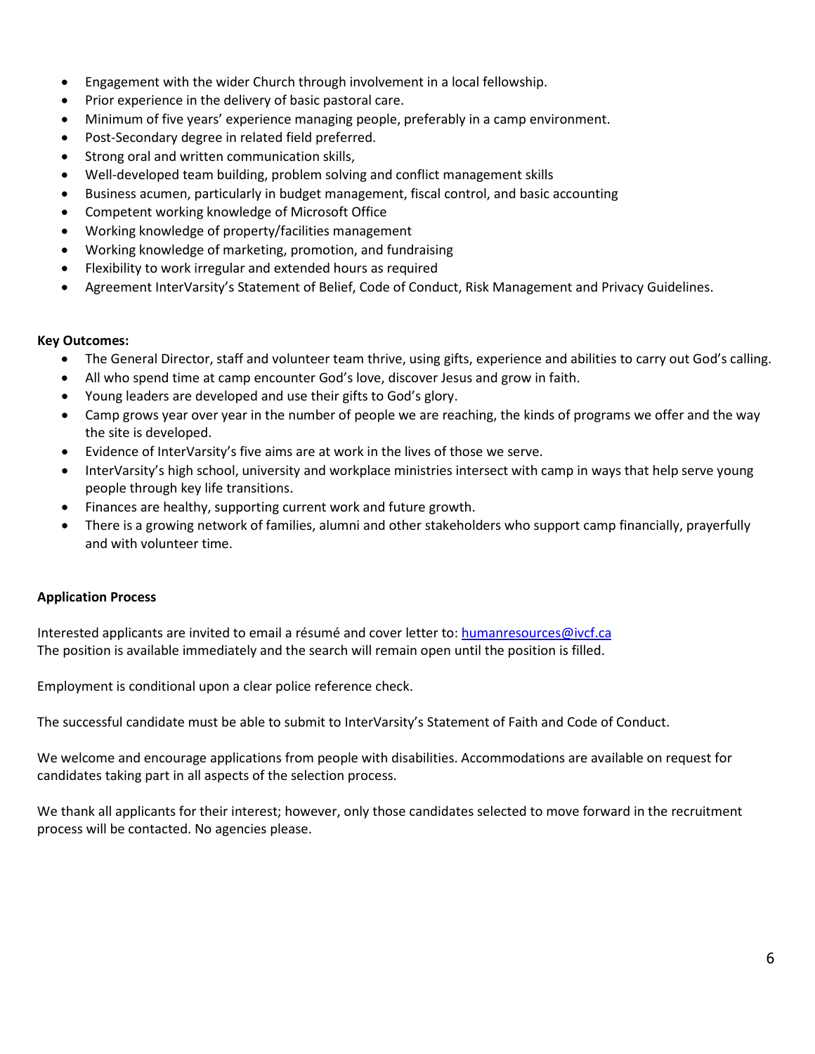- Engagement with the wider Church through involvement in a local fellowship.
- Prior experience in the delivery of basic pastoral care.
- Minimum of five years' experience managing people, preferably in a camp environment.
- Post-Secondary degree in related field preferred.
- Strong oral and written communication skills,
- Well-developed team building, problem solving and conflict management skills
- Business acumen, particularly in budget management, fiscal control, and basic accounting
- Competent working knowledge of Microsoft Office
- Working knowledge of property/facilities management
- Working knowledge of marketing, promotion, and fundraising
- Flexibility to work irregular and extended hours as required
- Agreement InterVarsity's Statement of Belief, Code of Conduct, Risk Management and Privacy Guidelines.

**Key Outcomes:**

- The General Director, staff and volunteer team thrive, using gifts, experience and abilities to carry out God's calling.
- All who spend time at camp encounter God's love, discover Jesus and grow in faith.
- Young leaders are developed and use their gifts to God's glory.
- Camp grows year over year in the number of people we are reaching, the kinds of programs we offer and the way the site is developed.
- Evidence of InterVarsity's five aims are at work in the lives of those we serve.
- InterVarsity's high school, university and workplace ministries intersect with camp in ways that help serve young people through key life transitions.
- Finances are healthy, supporting current work and future growth.
- There is a growing network of families, alumni and other stakeholders who support camp financially, prayerfully and with volunteer time.

**Application Process**

Interested applicants are invited to email a résumé and cover letter to: humanresources@ivcf.ca
The position is available immediately and the search will remain open until the position is filled.

Employment is conditional upon a clear police reference check.

The successful candidate must be able to submit to InterVarsity's Statement of Faith and Code of Conduct.

We welcome and encourage applications from people with disabilities. Accommodations are available on request for candidates taking part in all aspects of the selection process.

We thank all applicants for their interest; however, only those candidates selected to move forward in the recruitment process will be contacted. No agencies please.